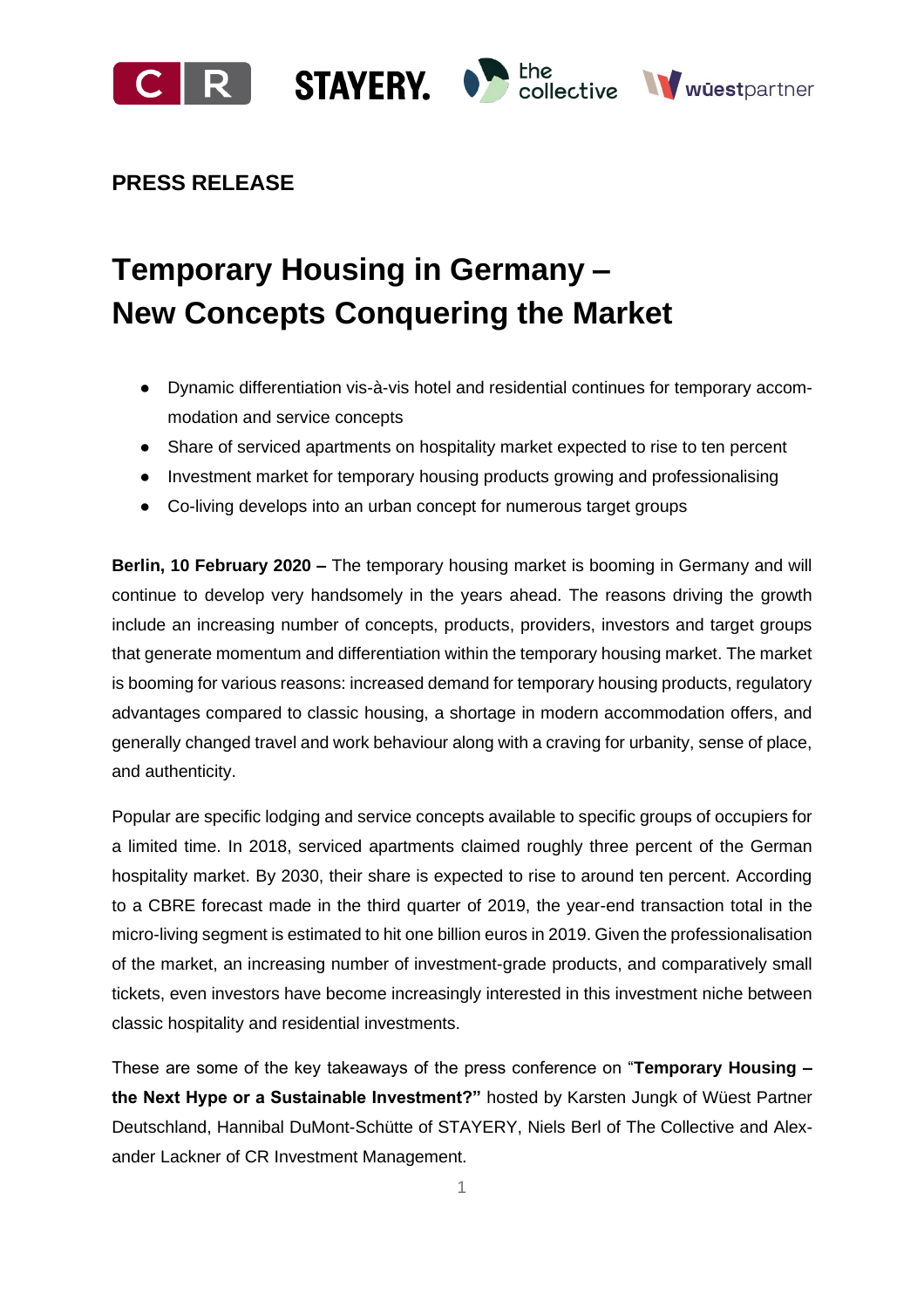**PRESS RELEASE**

# Temporary Housing in Germany – New Concepts Conquering the Market

- Dynamic differentiation vis-à-vis hotel and residential continues for temporary accommodation and service concepts
- Share of serviced apartments on hospitality market expected to rise to ten percent
- Investment market for temporary housing products growing and professionalising
- Co-living develops into an urban concept for numerous target groups

**Berlin, 10 February 2020 –** The temporary housing market is booming in Germany and will continue to develop very handsomely in the years ahead. The reasons driving the growth include an increasing number of concepts, products, providers, investors and target groups that generate momentum and differentiation within the temporary housing market. The market is booming for various reasons: increased demand for temporary housing products, regulatory advantages compared to classic housing, a shortage in modern accommodation offers, and generally changed travel and work behaviour along with a craving for urbanity, sense of place, and authenticity.

Popular are specific lodging and service concepts available to specific groups of occupiers for a limited time. In 2018, serviced apartments claimed roughly three percent of the German hospitality market. By 2030, their share is expected to rise to around ten percent. According to a CBRE forecast made in the third quarter of 2019, the year-end transaction total in the micro-living segment is estimated to hit one billion euros in 2019. Given the professionalisation of the market, an increasing number of investment-grade products, and comparatively small tickets, even investors have become increasingly interested in this investment niche between classic hospitality and residential investments.

These are some of the key takeaways of the press conference on "**Temporary Housing – the Next Hype or a Sustainable Investment?"** hosted by Karsten Jungk of Wüest Partner Deutschland, Hannibal DuMont-Schütte of STAYERY, Niels Berl of The Collective and Alexander Lackner of CR Investment Management.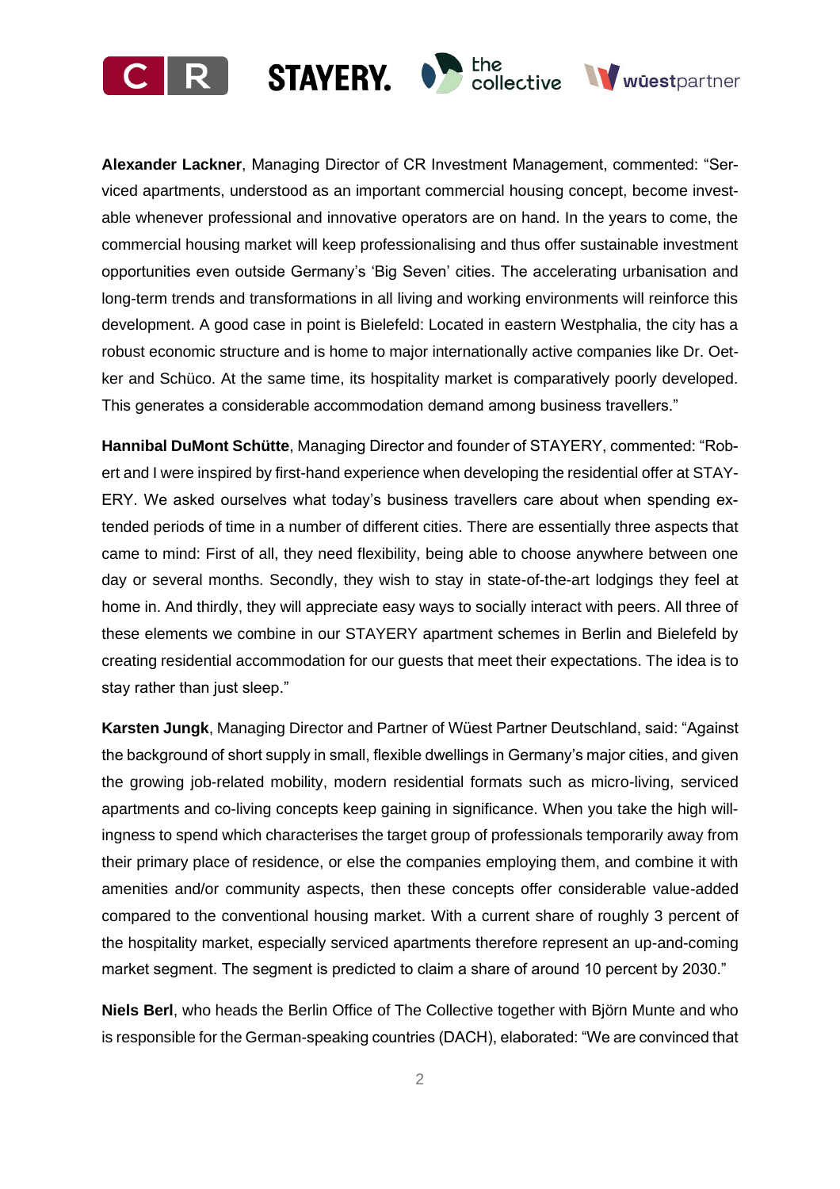**Alexander Lackner**, Managing Director of CR Investment Management, commented: "Serviced apartments, understood as an important commercial housing concept, become investable whenever professional and innovative operators are on hand. In the years to come, the commercial housing market will keep professionalising and thus offer sustainable investment opportunities even outside Germany's 'Big Seven' cities. The accelerating urbanisation and long-term trends and transformations in all living and working environments will reinforce this development. A good case in point is Bielefeld: Located in eastern Westphalia, the city has a robust economic structure and is home to major internationally active companies like Dr. Oetker and Schüco. At the same time, its hospitality market is comparatively poorly developed. This generates a considerable accommodation demand among business travellers."

**Hannibal DuMont Schütte**, Managing Director and founder of STAYERY, commented: "Robert and I were inspired by first-hand experience when developing the residential offer at STAYERY. We asked ourselves what today's business travellers care about when spending extended periods of time in a number of different cities. There are essentially three aspects that came to mind: First of all, they need flexibility, being able to choose anywhere between one day or several months. Secondly, they wish to stay in state-of-the-art lodgings they feel at home in. And thirdly, they will appreciate easy ways to socially interact with peers. All three of these elements we combine in our STAYERY apartment schemes in Berlin and Bielefeld by creating residential accommodation for our guests that meet their expectations. The idea is to stay rather than just sleep."

**Karsten Jungk**, Managing Director and Partner of Wüest Partner Deutschland, said: "Against the background of short supply in small, flexible dwellings in Germany's major cities, and given the growing job-related mobility, modern residential formats such as micro-living, serviced apartments and co-living concepts keep gaining in significance. When you take the high willingness to spend which characterises the target group of professionals temporarily away from their primary place of residence, or else the companies employing them, and combine it with amenities and/or community aspects, then these concepts offer considerable value-added compared to the conventional housing market. With a current share of roughly 3 percent of the hospitality market, especially serviced apartments therefore represent an up-and-coming market segment. The segment is predicted to claim a share of around 10 percent by 2030."

**Niels Berl**, who heads the Berlin Office of The Collective together with Björn Munte and who is responsible for the German-speaking countries (DACH), elaborated: "We are convinced that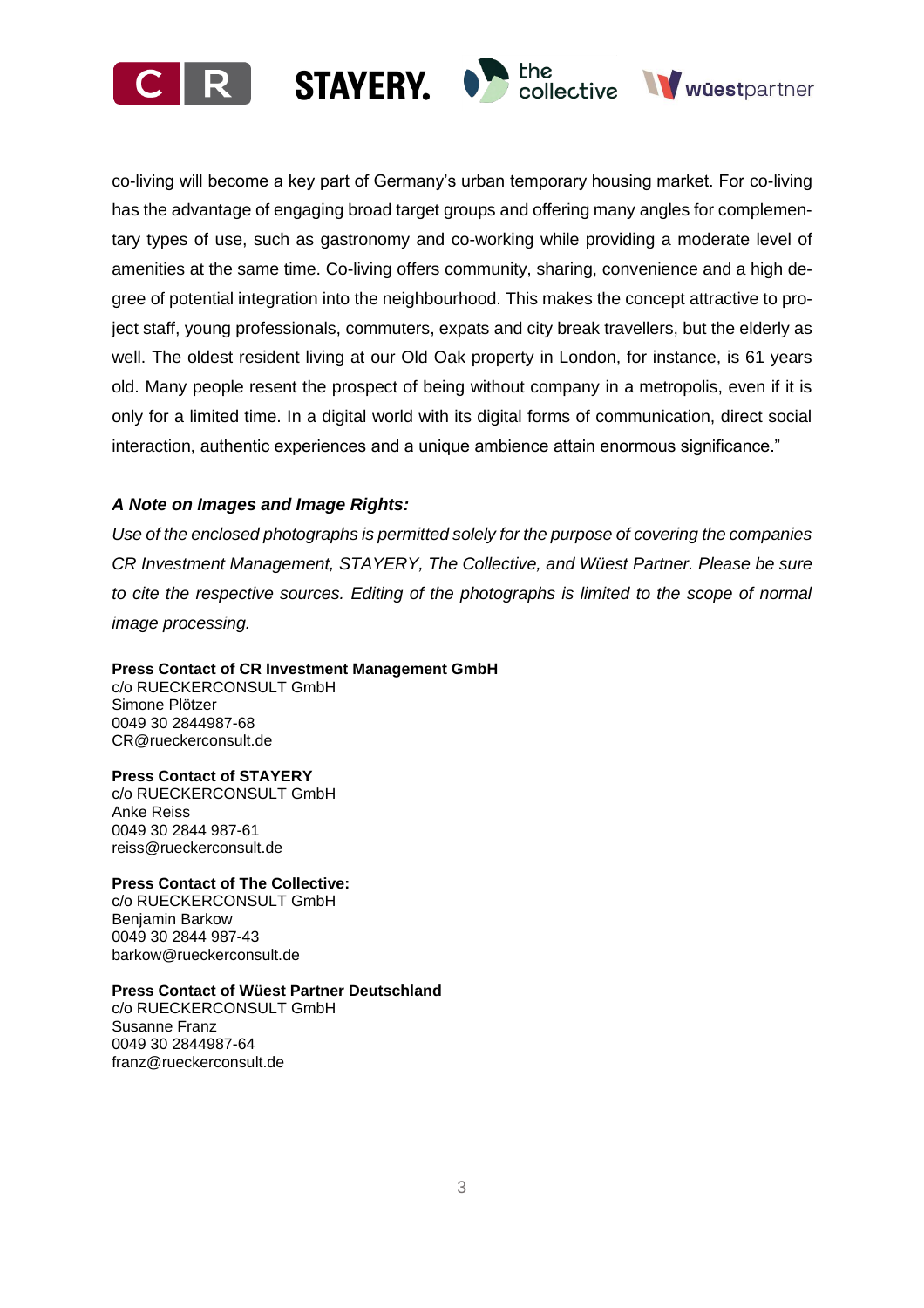co-living will become a key part of Germany's urban temporary housing market. For co-living has the advantage of engaging broad target groups and offering many angles for complementary types of use, such as gastronomy and co-working while providing a moderate level of amenities at the same time. Co-living offers community, sharing, convenience and a high degree of potential integration into the neighbourhood. This makes the concept attractive to project staff, young professionals, commuters, expats and city break travellers, but the elderly as well. The oldest resident living at our Old Oak property in London, for instance, is 61 years old. Many people resent the prospect of being without company in a metropolis, even if it is only for a limited time. In a digital world with its digital forms of communication, direct social interaction, authentic experiences and a unique ambience attain enormous significance."

***A Note on Images and Image Rights:***

*Use of the enclosed photographs is permitted solely for the purpose of covering the companies CR Investment Management, STAYERY, The Collective, and Wüest Partner. Please be sure to cite the respective sources. Editing of the photographs is limited to the scope of normal image processing.*

**Press Contact of CR Investment Management GmbH**
c/o RUECKERCONSULT GmbH
Simone Plötzer
0049 30 2844987-68
CR@rueckerconsult.de

**Press Contact of STAYERY**
c/o RUECKERCONSULT GmbH
Anke Reiss
0049 30 2844 987-61
reiss@rueckerconsult.de

**Press Contact of The Collective:**
c/o RUECKERCONSULT GmbH
Benjamin Barkow
0049 30 2844 987-43
barkow@rueckerconsult.de

**Press Contact of Wüest Partner Deutschland**
c/o RUECKERCONSULT GmbH
Susanne Franz
0049 30 2844987-64
franz@rueckerconsult.de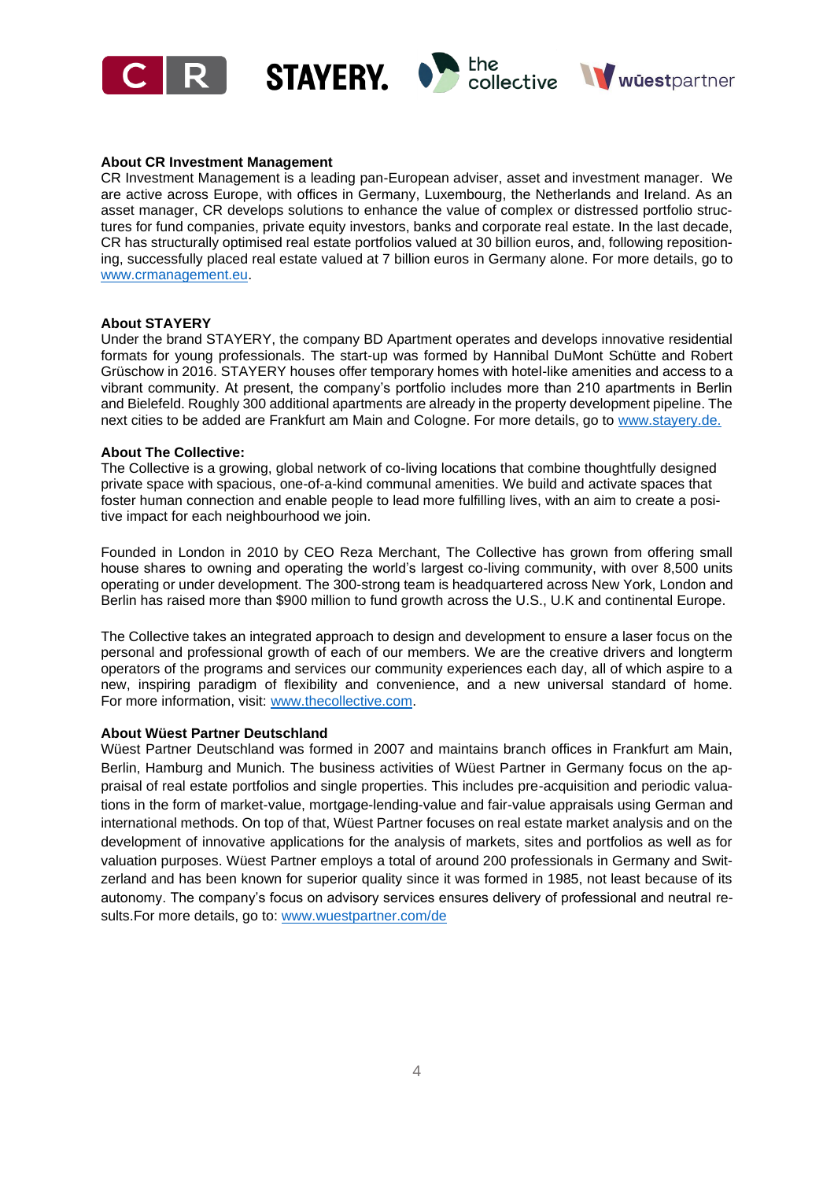**About CR Investment Management**

CR Investment Management is a leading pan-European adviser, asset and investment manager. We are active across Europe, with offices in Germany, Luxembourg, the Netherlands and Ireland. As an asset manager, CR develops solutions to enhance the value of complex or distressed portfolio structures for fund companies, private equity investors, banks and corporate real estate. In the last decade, CR has structurally optimised real estate portfolios valued at 30 billion euros, and, following repositioning, successfully placed real estate valued at 7 billion euros in Germany alone. For more details, go to www.crmanagement.eu.

**About STAYERY**

Under the brand STAYERY, the company BD Apartment operates and develops innovative residential formats for young professionals. The start-up was formed by Hannibal DuMont Schütte and Robert Grüschow in 2016. STAYERY houses offer temporary homes with hotel-like amenities and access to a vibrant community. At present, the company's portfolio includes more than 210 apartments in Berlin and Bielefeld. Roughly 300 additional apartments are already in the property development pipeline. The next cities to be added are Frankfurt am Main and Cologne. For more details, go to www.stayery.de.

**About The Collective:**

The Collective is a growing, global network of co-living locations that combine thoughtfully designed private space with spacious, one-of-a-kind communal amenities. We build and activate spaces that foster human connection and enable people to lead more fulfilling lives, with an aim to create a positive impact for each neighbourhood we join.

Founded in London in 2010 by CEO Reza Merchant, The Collective has grown from offering small house shares to owning and operating the world's largest co-living community, with over 8,500 units operating or under development. The 300-strong team is headquartered across New York, London and Berlin has raised more than $900 million to fund growth across the U.S., U.K and continental Europe.

The Collective takes an integrated approach to design and development to ensure a laser focus on the personal and professional growth of each of our members. We are the creative drivers and longterm operators of the programs and services our community experiences each day, all of which aspire to a new, inspiring paradigm of flexibility and convenience, and a new universal standard of home. For more information, visit: www.thecollective.com.

**About Wüest Partner Deutschland**

Wüest Partner Deutschland was formed in 2007 and maintains branch offices in Frankfurt am Main, Berlin, Hamburg and Munich. The business activities of Wüest Partner in Germany focus on the appraisal of real estate portfolios and single properties. This includes pre-acquisition and periodic valuations in the form of market-value, mortgage-lending-value and fair-value appraisals using German and international methods. On top of that, Wüest Partner focuses on real estate market analysis and on the development of innovative applications for the analysis of markets, sites and portfolios as well as for valuation purposes. Wüest Partner employs a total of around 200 professionals in Germany and Switzerland and has been known for superior quality since it was formed in 1985, not least because of its autonomy. The company's focus on advisory services ensures delivery of professional and neutral results.For more details, go to: www.wuestpartner.com/de